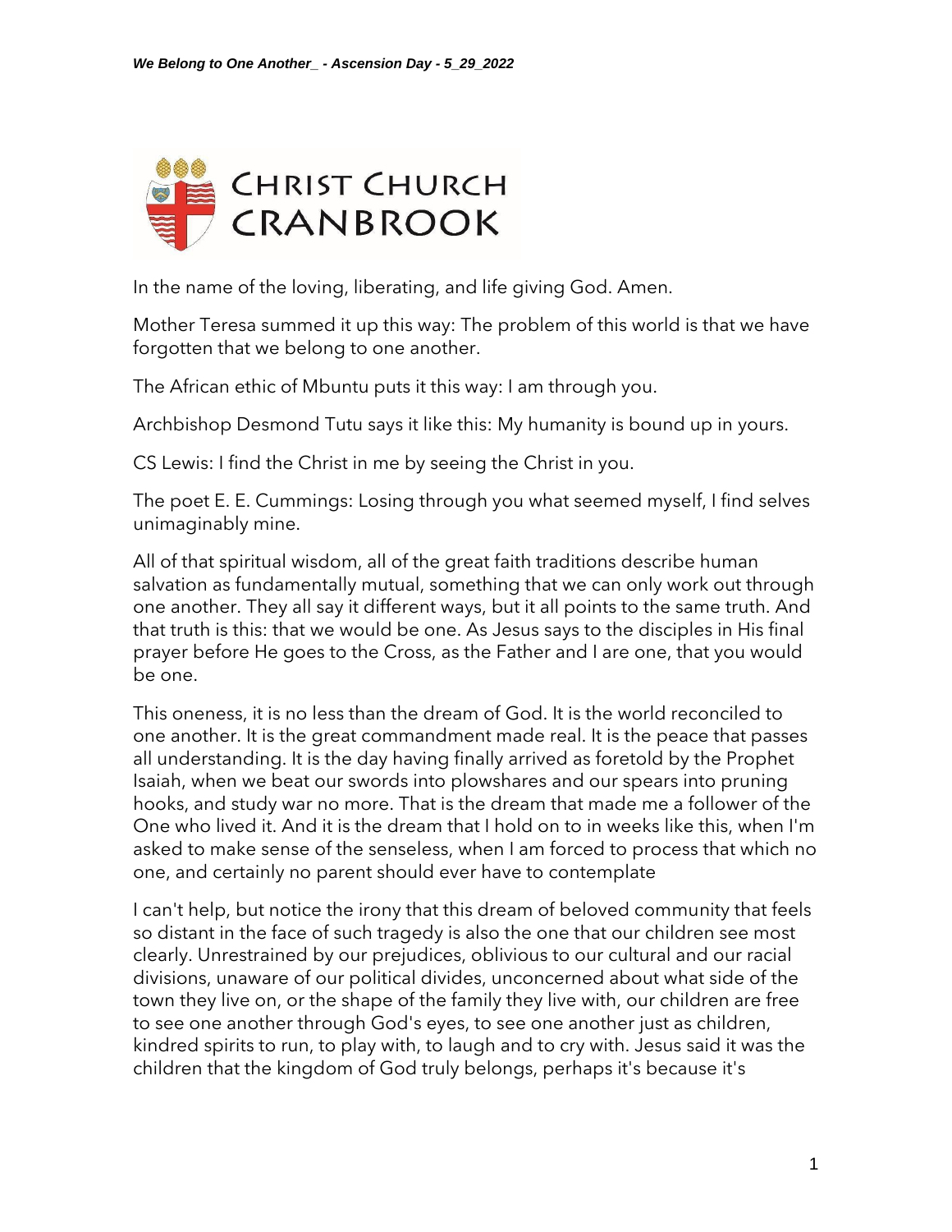CHRIST CHURCH CRANBROOK

In the name of the loving, liberating, and life giving God. Amen.

Mother Teresa summed it up this way: The problem of this world is that we have forgotten that we belong to one another.

The African ethic of Mbuntu puts it this way: I am through you.

Archbishop Desmond Tutu says it like this: My humanity is bound up in yours.

CS Lewis: I find the Christ in me by seeing the Christ in you.

The poet E. E. Cummings: Losing through you what seemed myself, I find selves unimaginably mine.

All of that spiritual wisdom, all of the great faith traditions describe human salvation as fundamentally mutual, something that we can only work out through one another. They all say it different ways, but it all points to the same truth. And that truth is this: that we would be one. As Jesus says to the disciples in His final prayer before He goes to the Cross, as the Father and I are one, that you would be one.

This oneness, it is no less than the dream of God. It is the world reconciled to one another. It is the great commandment made real. It is the peace that passes all understanding. It is the day having finally arrived as foretold by the Prophet Isaiah, when we beat our swords into plowshares and our spears into pruning hooks, and study war no more. That is the dream that made me a follower of the One who lived it. And it is the dream that I hold on to in weeks like this, when I'm asked to make sense of the senseless, when I am forced to process that which no one, and certainly no parent should ever have to contemplate

I can't help, but notice the irony that this dream of beloved community that feels so distant in the face of such tragedy is also the one that our children see most clearly. Unrestrained by our prejudices, oblivious to our cultural and our racial divisions, unaware of our political divides, unconcerned about what side of the town they live on, or the shape of the family they live with, our children are free to see one another through God's eyes, to see one another just as children, kindred spirits to run, to play with, to laugh and to cry with. Jesus said it was the children that the kingdom of God truly belongs, perhaps it's because it's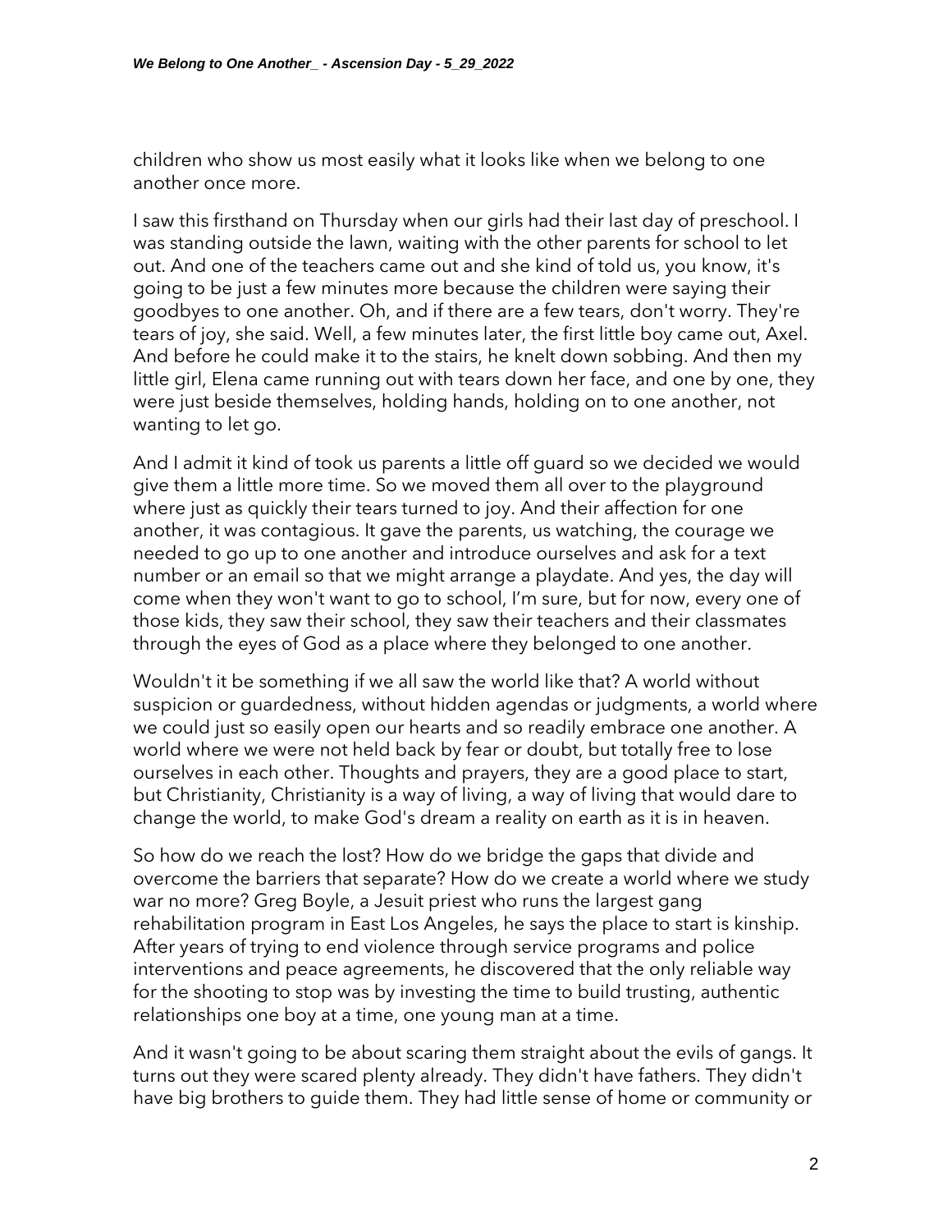children who show us most easily what it looks like when we belong to one another once more.

I saw this firsthand on Thursday when our girls had their last day of preschool. I was standing outside the lawn, waiting with the other parents for school to let out. And one of the teachers came out and she kind of told us, you know, it's going to be just a few minutes more because the children were saying their goodbyes to one another. Oh, and if there are a few tears, don't worry. They're tears of joy, she said. Well, a few minutes later, the first little boy came out, Axel. And before he could make it to the stairs, he knelt down sobbing. And then my little girl, Elena came running out with tears down her face, and one by one, they were just beside themselves, holding hands, holding on to one another, not wanting to let go.

And I admit it kind of took us parents a little off guard so we decided we would give them a little more time. So we moved them all over to the playground where just as quickly their tears turned to joy. And their affection for one another, it was contagious. It gave the parents, us watching, the courage we needed to go up to one another and introduce ourselves and ask for a text number or an email so that we might arrange a playdate. And yes, the day will come when they won't want to go to school, I'm sure, but for now, every one of those kids, they saw their school, they saw their teachers and their classmates through the eyes of God as a place where they belonged to one another.

Wouldn't it be something if we all saw the world like that? A world without suspicion or guardedness, without hidden agendas or judgments, a world where we could just so easily open our hearts and so readily embrace one another. A world where we were not held back by fear or doubt, but totally free to lose ourselves in each other. Thoughts and prayers, they are a good place to start, but Christianity, Christianity is a way of living, a way of living that would dare to change the world, to make God's dream a reality on earth as it is in heaven.

So how do we reach the lost? How do we bridge the gaps that divide and overcome the barriers that separate? How do we create a world where we study war no more? Greg Boyle, a Jesuit priest who runs the largest gang rehabilitation program in East Los Angeles, he says the place to start is kinship. After years of trying to end violence through service programs and police interventions and peace agreements, he discovered that the only reliable way for the shooting to stop was by investing the time to build trusting, authentic relationships one boy at a time, one young man at a time.

And it wasn't going to be about scaring them straight about the evils of gangs. It turns out they were scared plenty already. They didn't have fathers. They didn't have big brothers to guide them. They had little sense of home or community or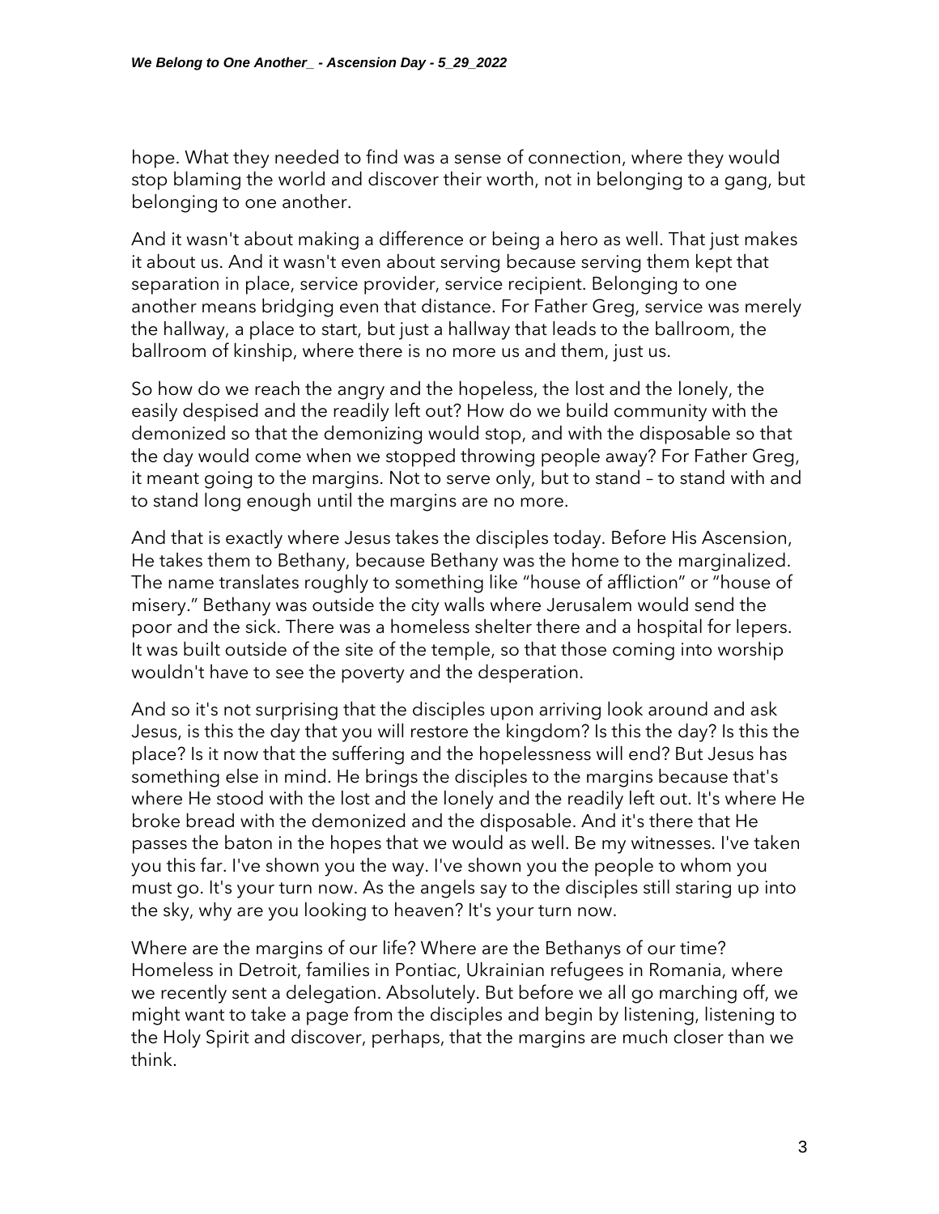hope. What they needed to find was a sense of connection, where they would stop blaming the world and discover their worth, not in belonging to a gang, but belonging to one another.

And it wasn't about making a difference or being a hero as well. That just makes it about us. And it wasn't even about serving because serving them kept that separation in place, service provider, service recipient. Belonging to one another means bridging even that distance. For Father Greg, service was merely the hallway, a place to start, but just a hallway that leads to the ballroom, the ballroom of kinship, where there is no more us and them, just us.

So how do we reach the angry and the hopeless, the lost and the lonely, the easily despised and the readily left out? How do we build community with the demonized so that the demonizing would stop, and with the disposable so that the day would come when we stopped throwing people away? For Father Greg, it meant going to the margins. Not to serve only, but to stand – to stand with and to stand long enough until the margins are no more.

And that is exactly where Jesus takes the disciples today. Before His Ascension, He takes them to Bethany, because Bethany was the home to the marginalized. The name translates roughly to something like "house of affliction" or "house of misery." Bethany was outside the city walls where Jerusalem would send the poor and the sick. There was a homeless shelter there and a hospital for lepers. It was built outside of the site of the temple, so that those coming into worship wouldn't have to see the poverty and the desperation.

And so it's not surprising that the disciples upon arriving look around and ask Jesus, is this the day that you will restore the kingdom? Is this the day? Is this the place? Is it now that the suffering and the hopelessness will end? But Jesus has something else in mind. He brings the disciples to the margins because that's where He stood with the lost and the lonely and the readily left out. It's where He broke bread with the demonized and the disposable. And it's there that He passes the baton in the hopes that we would as well. Be my witnesses. I've taken you this far. I've shown you the way. I've shown you the people to whom you must go. It's your turn now. As the angels say to the disciples still staring up into the sky, why are you looking to heaven? It's your turn now.

Where are the margins of our life? Where are the Bethanys of our time? Homeless in Detroit, families in Pontiac, Ukrainian refugees in Romania, where we recently sent a delegation. Absolutely. But before we all go marching off, we might want to take a page from the disciples and begin by listening, listening to the Holy Spirit and discover, perhaps, that the margins are much closer than we think.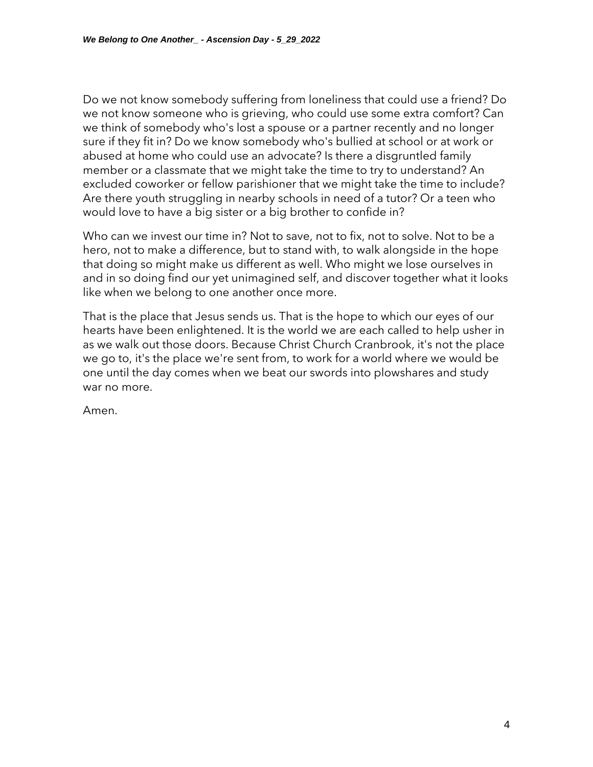Do we not know somebody suffering from loneliness that could use a friend? Do we not know someone who is grieving, who could use some extra comfort? Can we think of somebody who's lost a spouse or a partner recently and no longer sure if they fit in? Do we know somebody who's bullied at school or at work or abused at home who could use an advocate? Is there a disgruntled family member or a classmate that we might take the time to try to understand? An excluded coworker or fellow parishioner that we might take the time to include? Are there youth struggling in nearby schools in need of a tutor? Or a teen who would love to have a big sister or a big brother to confide in?

Who can we invest our time in? Not to save, not to fix, not to solve. Not to be a hero, not to make a difference, but to stand with, to walk alongside in the hope that doing so might make us different as well. Who might we lose ourselves in and in so doing find our yet unimagined self, and discover together what it looks like when we belong to one another once more.

That is the place that Jesus sends us. That is the hope to which our eyes of our hearts have been enlightened. It is the world we are each called to help usher in as we walk out those doors. Because Christ Church Cranbrook, it's not the place we go to, it's the place we're sent from, to work for a world where we would be one until the day comes when we beat our swords into plowshares and study war no more.

Amen.